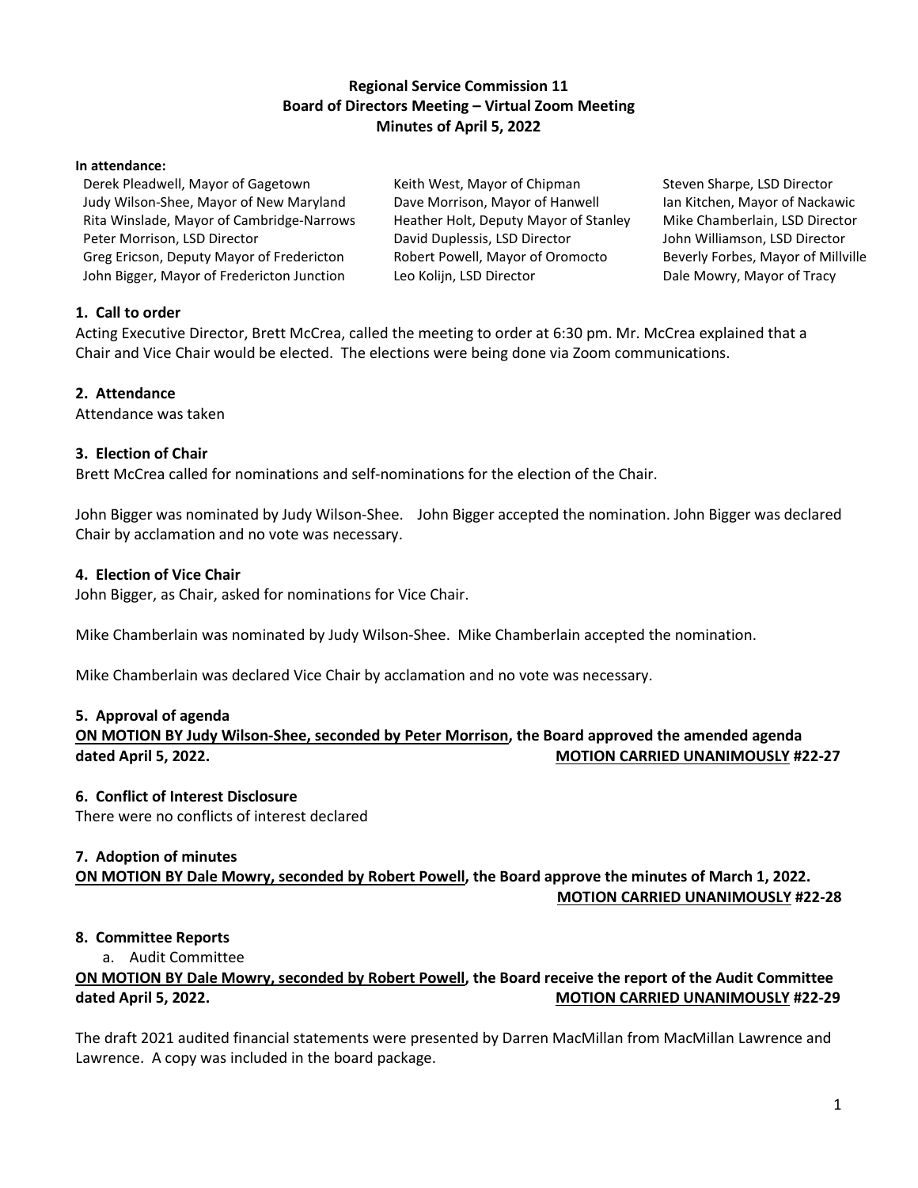# Regional Service Commission 11
## Board of Directors Meeting – Virtual Zoom Meeting
## Minutes of April 5, 2022

**In attendance:**

Derek Pleadwell, Mayor of Gagetown
Judy Wilson-Shee, Mayor of New Maryland
Rita Winslade, Mayor of Cambridge-Narrows
Peter Morrison, LSD Director
Greg Ericson, Deputy Mayor of Fredericton
John Bigger, Mayor of Fredericton Junction
Keith West, Mayor of Chipman
Dave Morrison, Mayor of Hanwell
Heather Holt, Deputy Mayor of Stanley
David Duplessis, LSD Director
Robert Powell, Mayor of Oromocto
Leo Kolijn, LSD Director
Steven Sharpe, LSD Director
Ian Kitchen, Mayor of Nackawic
Mike Chamberlain, LSD Director
John Williamson, LSD Director
Beverly Forbes, Mayor of Millville
Dale Mowry, Mayor of Tracy

### 1. Call to order

Acting Executive Director, Brett McCrea, called the meeting to order at 6:30 pm. Mr. McCrea explained that a Chair and Vice Chair would be elected. The elections were being done via Zoom communications.

### 2. Attendance

Attendance was taken

### 3. Election of Chair

Brett McCrea called for nominations and self-nominations for the election of the Chair.

John Bigger was nominated by Judy Wilson-Shee. John Bigger accepted the nomination. John Bigger was declared Chair by acclamation and no vote was necessary.

### 4. Election of Vice Chair

John Bigger, as Chair, asked for nominations for Vice Chair.

Mike Chamberlain was nominated by Judy Wilson-Shee. Mike Chamberlain accepted the nomination.

Mike Chamberlain was declared Vice Chair by acclamation and no vote was necessary.

### 5. Approval of agenda

**ON MOTION BY Judy Wilson-Shee, seconded by Peter Morrison, the Board approved the amended agenda dated April 5, 2022.** **MOTION CARRIED UNANIMOUSLY #22-27**

### 6. Conflict of Interest Disclosure

There were no conflicts of interest declared

### 7. Adoption of minutes

**ON MOTION BY Dale Mowry, seconded by Robert Powell, the Board approve the minutes of March 1, 2022.** **MOTION CARRIED UNANIMOUSLY #22-28**

### 8. Committee Reports

a. Audit Committee

**ON MOTION BY Dale Mowry, seconded by Robert Powell, the Board receive the report of the Audit Committee dated April 5, 2022.** **MOTION CARRIED UNANIMOUSLY #22-29**

The draft 2021 audited financial statements were presented by Darren MacMillan from MacMillan Lawrence and Lawrence. A copy was included in the board package.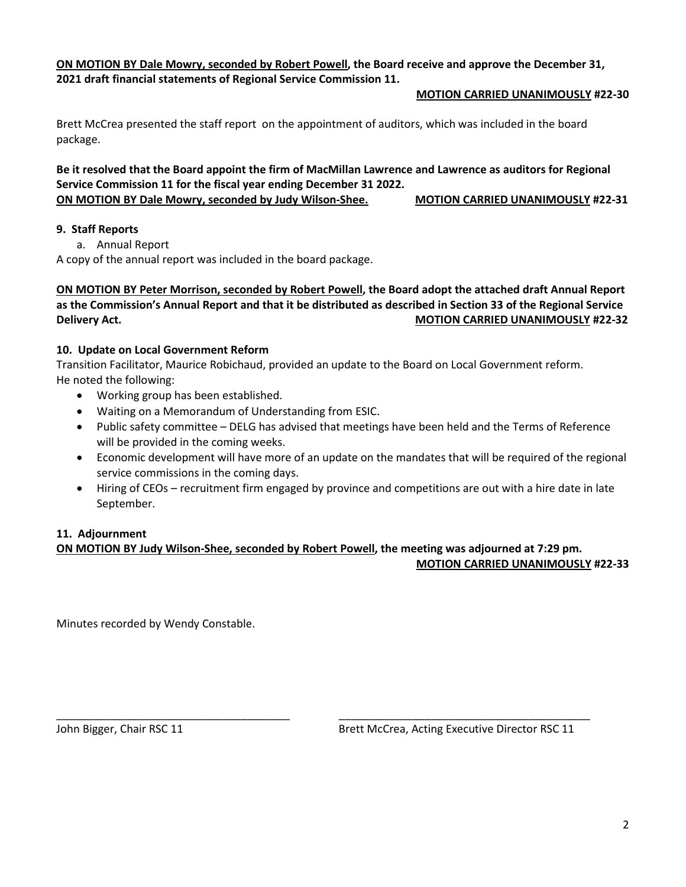**ON MOTION BY Dale Mowry, seconded by Robert Powell, the Board receive and approve the December 31, 2021 draft financial statements of Regional Service Commission 11.**

**MOTION CARRIED UNANIMOUSLY #22-30**

Brett McCrea presented the staff report on the appointment of auditors, which was included in the board package.

**Be it resolved that the Board appoint the firm of MacMillan Lawrence and Lawrence as auditors for Regional Service Commission 11 for the fiscal year ending December 31 2022.**
**ON MOTION BY Dale Mowry, seconded by Judy Wilson-Shee.** **MOTION CARRIED UNANIMOUSLY #22-31**

### 9. Staff Reports

a. Annual Report

A copy of the annual report was included in the board package.

**ON MOTION BY Peter Morrison, seconded by Robert Powell, the Board adopt the attached draft Annual Report as the Commission's Annual Report and that it be distributed as described in Section 33 of the Regional Service Delivery Act.** **MOTION CARRIED UNANIMOUSLY #22-32**

### 10. Update on Local Government Reform

Transition Facilitator, Maurice Robichaud, provided an update to the Board on Local Government reform. He noted the following:

- Working group has been established.
- Waiting on a Memorandum of Understanding from ESIC.
- Public safety committee – DELG has advised that meetings have been held and the Terms of Reference will be provided in the coming weeks.
- Economic development will have more of an update on the mandates that will be required of the regional service commissions in the coming days.
- Hiring of CEOs – recruitment firm engaged by province and competitions are out with a hire date in late September.

### 11. Adjournment

**ON MOTION BY Judy Wilson-Shee, seconded by Robert Powell, the meeting was adjourned at 7:29 pm.**

**MOTION CARRIED UNANIMOUSLY #22-33**

Minutes recorded by Wendy Constable.

_______________________________________
John Bigger, Chair RSC 11

_______________________________________
Brett McCrea, Acting Executive Director RSC 11